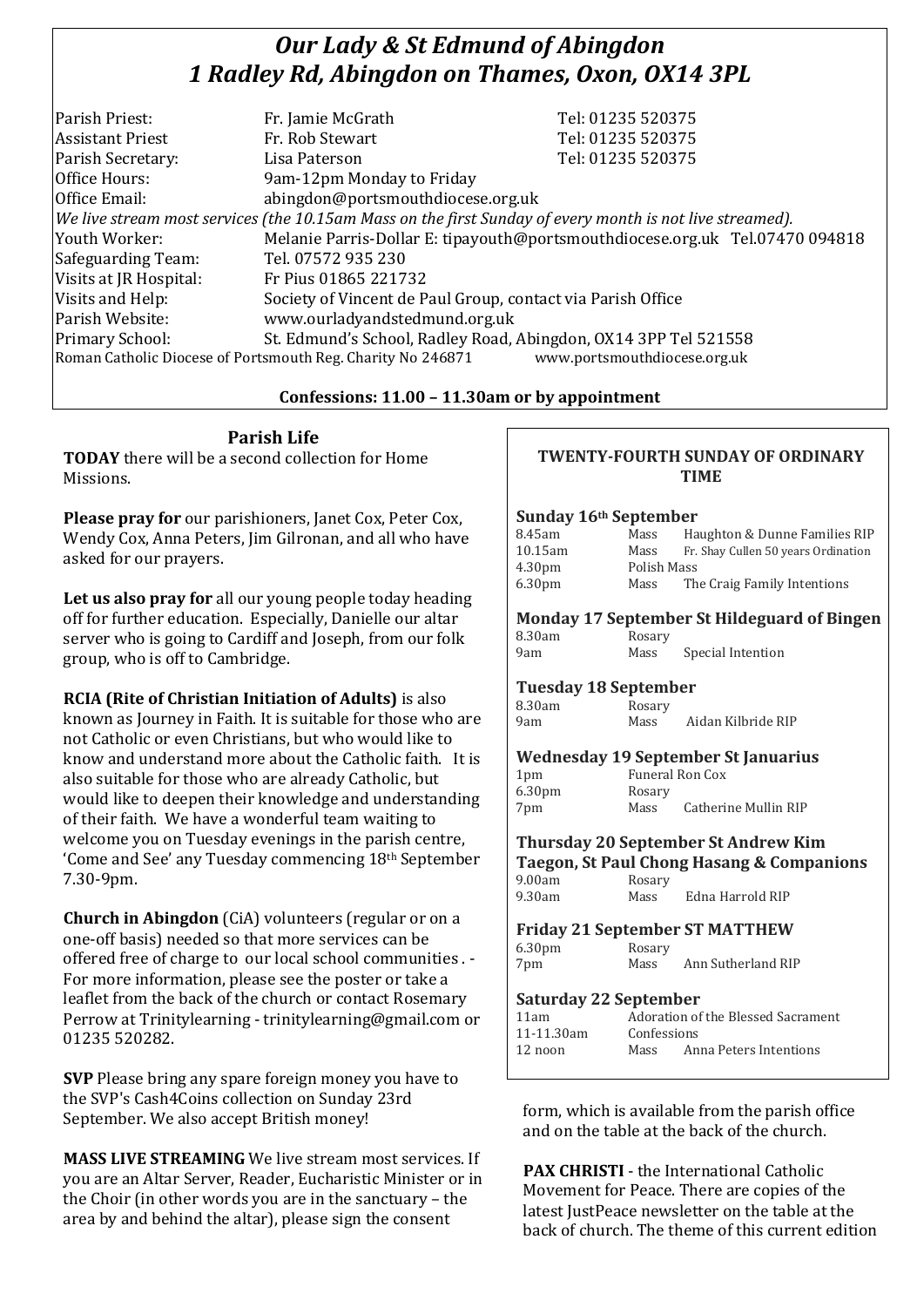# *Our Lady & St Edmund of Abingdon*
# *1 Radley Rd, Abingdon on Thames, Oxon, OX14 3PL*

| | | |
|---|---|---|
| Parish Priest: | Fr. Jamie McGrath | Tel: 01235 520375 |
| Assistant Priest | Fr. Rob Stewart | Tel: 01235 520375 |
| Parish Secretary: | Lisa Paterson | Tel: 01235 520375 |
| Office Hours: | 9am-12pm Monday to Friday | |
| Office Email: | abingdon@portsmouthdiocese.org.uk | |

*We live stream most services (the 10.15am Mass on the first Sunday of every month is not live streamed).*

| | |
|---|---|
| Youth Worker: | Melanie Parris-Dollar E: tipayouth@portsmouthdiocese.org.uk Tel.07470 094818 |
| Safeguarding Team: | Tel. 07572 935 230 |
| Visits at JR Hospital: | Fr Pius 01865 221732 |
| Visits and Help: | Society of Vincent de Paul Group, contact via Parish Office |
| Parish Website: | www.ourladyandstedmund.org.uk |
| Primary School: | St. Edmund's School, Radley Road, Abingdon, OX14 3PP Tel 521558 |

Roman Catholic Diocese of Portsmouth Reg. Charity No 246871 www.portsmouthdiocese.org.uk

**Confessions: 11.00 – 11.30am or by appointment**

## Parish Life

**TODAY** there will be a second collection for Home Missions.

**Please pray for** our parishioners, Janet Cox, Peter Cox, Wendy Cox, Anna Peters, Jim Gilronan, and all who have asked for our prayers.

**Let us also pray for** all our young people today heading off for further education. Especially, Danielle our altar server who is going to Cardiff and Joseph, from our folk group, who is off to Cambridge.

**RCIA (Rite of Christian Initiation of Adults)** is also known as Journey in Faith. It is suitable for those who are not Catholic or even Christians, but who would like to know and understand more about the Catholic faith. It is also suitable for those who are already Catholic, but would like to deepen their knowledge and understanding of their faith. We have a wonderful team waiting to welcome you on Tuesday evenings in the parish centre, 'Come and See' any Tuesday commencing 18th September 7.30-9pm.

**Church in Abingdon** (CiA) volunteers (regular or on a one-off basis) needed so that more services can be offered free of charge to our local school communities . - For more information, please see the poster or take a leaflet from the back of the church or contact Rosemary Perrow at Trinitylearning - trinitylearning@gmail.com or 01235 520282.

**SVP** Please bring any spare foreign money you have to the SVP's Cash4Coins collection on Sunday 23rd September. We also accept British money!

**MASS LIVE STREAMING** We live stream most services. If you are an Altar Server, Reader, Eucharistic Minister or in the Choir (in other words you are in the sanctuary – the area by and behind the altar), please sign the consent form, which is available from the parish office and on the table at the back of the church.

**PAX CHRISTI** - the International Catholic Movement for Peace. There are copies of the latest JustPeace newsletter on the table at the back of church. The theme of this current edition

## TWENTY-FOURTH SUNDAY OF ORDINARY TIME

### Sunday 16th September

| | | |
|---|---|---|
| 8.45am | Mass | Haughton & Dunne Families RIP |
| 10.15am | Mass | Fr. Shay Cullen 50 years Ordination |
| 4.30pm | Polish Mass | |
| 6.30pm | Mass | The Craig Family Intentions |

### Monday 17 September St Hildeguard of Bingen

| | | |
|---|---|---|
| 8.30am | Rosary | |
| 9am | Mass | Special Intention |

### Tuesday 18 September

| | | |
|---|---|---|
| 8.30am | Rosary | |
| 9am | Mass | Aidan Kilbride RIP |

### Wednesday 19 September St Januarius

| | | |
|---|---|---|
| 1pm | Funeral Ron Cox | |
| 6.30pm | Rosary | |
| 7pm | Mass | Catherine Mullin RIP |

### Thursday 20 September St Andrew Kim Taegon, St Paul Chong Hasang & Companions

| | | |
|---|---|---|
| 9.00am | Rosary | |
| 9.30am | Mass | Edna Harrold RIP |

### Friday 21 September ST MATTHEW

| | | |
|---|---|---|
| 6.30pm | Rosary | |
| 7pm | Mass | Ann Sutherland RIP |

### Saturday 22 September

| | | |
|---|---|---|
| 11am | Adoration of the Blessed Sacrament | |
| 11-11.30am | Confessions | |
| 12 noon | Mass | Anna Peters Intentions |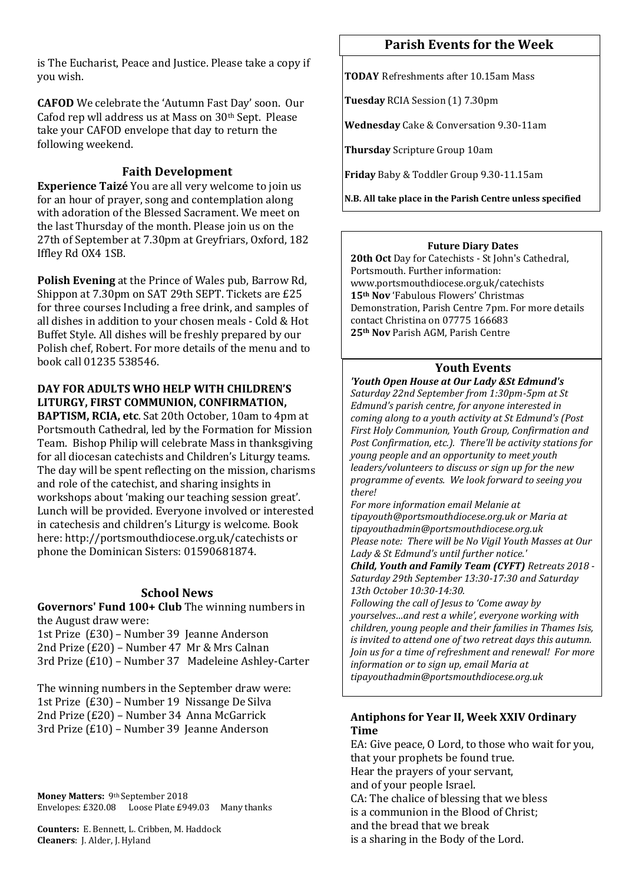is The Eucharist, Peace and Justice. Please take a copy if you wish.

**CAFOD** We celebrate the 'Autumn Fast Day' soon. Our Cafod rep wll address us at Mass on 30th Sept. Please take your CAFOD envelope that day to return the following weekend.

## Faith Development

**Experience Taizé** You are all very welcome to join us for an hour of prayer, song and contemplation along with adoration of the Blessed Sacrament. We meet on the last Thursday of the month. Please join us on the 27th of September at 7.30pm at Greyfriars, Oxford, 182 Iffley Rd OX4 1SB.

**Polish Evening** at the Prince of Wales pub, Barrow Rd, Shippon at 7.30pm on SAT 29th SEPT. Tickets are £25 for three courses Including a free drink, and samples of all dishes in addition to your chosen meals - Cold & Hot Buffet Style. All dishes will be freshly prepared by our Polish chef, Robert. For more details of the menu and to book call 01235 538546.

**DAY FOR ADULTS WHO HELP WITH CHILDREN'S LITURGY, FIRST COMMUNION, CONFIRMATION, BAPTISM, RCIA, etc**. Sat 20th October, 10am to 4pm at Portsmouth Cathedral, led by the Formation for Mission Team. Bishop Philip will celebrate Mass in thanksgiving for all diocesan catechists and Children's Liturgy teams. The day will be spent reflecting on the mission, charisms and role of the catechist, and sharing insights in workshops about 'making our teaching session great'. Lunch will be provided. Everyone involved or interested in catechesis and children's Liturgy is welcome. Book here: http://portsmouthdiocese.org.uk/catechists or phone the Dominican Sisters: 01590681874.

## School News

**Governors' Fund 100+ Club** The winning numbers in the August draw were:
1st Prize (£30) – Number 39 Jeanne Anderson
2nd Prize (£20) – Number 47 Mr & Mrs Calnan
3rd Prize (£10) – Number 37 Madeleine Ashley-Carter

The winning numbers in the September draw were:
1st Prize (£30) – Number 19 Nissange De Silva
2nd Prize (£20) – Number 34 Anna McGarrick
3rd Prize (£10) – Number 39 Jeanne Anderson

**Money Matters:** 9th September 2018
Envelopes: £320.08 Loose Plate £949.03 Many thanks

**Counters:** E. Bennett, L. Cribben, M. Haddock
**Cleaners**: J. Alder, J. Hyland

## Parish Events for the Week

**TODAY** Refreshments after 10.15am Mass

**Tuesday** RCIA Session (1) 7.30pm

**Wednesday** Cake & Conversation 9.30-11am

**Thursday** Scripture Group 10am

**Friday** Baby & Toddler Group 9.30-11.15am

**N.B. All take place in the Parish Centre unless specified**

**Future Diary Dates**

**20th Oct** Day for Catechists - St John's Cathedral, Portsmouth. Further information: www.portsmouthdiocese.org.uk/catechists
**15th Nov** 'Fabulous Flowers' Christmas Demonstration, Parish Centre 7pm. For more details contact Christina on 07775 166683
**25th Nov** Parish AGM, Parish Centre

## Youth Events

*'Youth Open House at Our Lady &St Edmund's Saturday 22nd September from 1:30pm-5pm at St Edmund's parish centre, for anyone interested in coming along to a youth activity at St Edmund's (Post First Holy Communion, Youth Group, Confirmation and Post Confirmation, etc.). There'll be activity stations for young people and an opportunity to meet youth leaders/volunteers to discuss or sign up for the new programme of events. We look forward to seeing you there!*

*For more information email Melanie at tipayouth@portsmouthdiocese.org.uk or Maria at tipayouthadmin@portsmouthdiocese.org.uk*

*Please note: There will be No Vigil Youth Masses at Our Lady & St Edmund's until further notice.'*

***Child, Youth and Family Team (CYFT)** Retreats 2018 - Saturday 29th September 13:30-17:30 and Saturday 13th October 10:30-14:30.*

*Following the call of Jesus to 'Come away by yourselves…and rest a while', everyone working with children, young people and their families in Thames Isis, is invited to attend one of two retreat days this autumn. Join us for a time of refreshment and renewal! For more information or to sign up, email Maria at tipayouthadmin@portsmouthdiocese.org.uk*

### Antiphons for Year II, Week XXIV Ordinary Time

EA: Give peace, O Lord, to those who wait for you,
that your prophets be found true.
Hear the prayers of your servant,
and of your people Israel.
CA: The chalice of blessing that we bless
is a communion in the Blood of Christ;
and the bread that we break
is a sharing in the Body of the Lord.